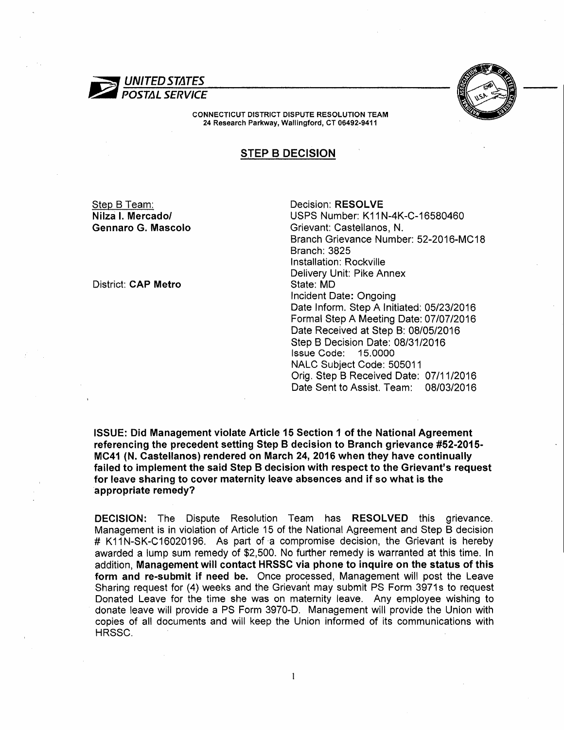UNITED STATES
POSTAL SERVICE

CONNECTICUT DISTRICT DISPUTE RESOLUTION TEAM
24 Research Parkway, Wallingford, CT 06492-9411

## STEP B DECISION

Step B Team:
**Nilza I. Mercado/**
**Gennaro G. Mascolo**

District: **CAP Metro**

Decision: **RESOLVE**
USPS Number: K11N-4K-C-16580460
Grievant: Castellanos, N.
Branch Grievance Number: 52-2016-MC18
Branch: 3825
Installation: Rockville
Delivery Unit: Pike Annex
State: MD
Incident Date: Ongoing
Date Inform. Step A Initiated: 05/23/2016
Formal Step A Meeting Date: 07/07/2016
Date Received at Step B: 08/05/2016
Step B Decision Date: 08/31/2016
Issue Code: 15.0000
NALC Subject Code: 505011
Orig. Step B Received Date: 07/11/2016
Date Sent to Assist. Team: 08/03/2016

**ISSUE: Did Management violate Article 15 Section 1 of the National Agreement referencing the precedent setting Step B decision to Branch grievance #52-2015-MC41 (N. Castellanos) rendered on March 24, 2016 when they have continually failed to implement the said Step B decision with respect to the Grievant's request for leave sharing to cover maternity leave absences and if so what is the appropriate remedy?**

**DECISION:** The Dispute Resolution Team has **RESOLVED** this grievance. Management is in violation of Article 15 of the National Agreement and Step B decision # K11N-SK-C16020196. As part of a compromise decision, the Grievant is hereby awarded a lump sum remedy of $2,500. No further remedy is warranted at this time. In addition, **Management will contact HRSSC via phone to inquire on the status of this form and re-submit if need be.** Once processed, Management will post the Leave Sharing request for (4) weeks and the Grievant may submit PS Form 3971s to request Donated Leave for the time she was on maternity leave. Any employee wishing to donate leave will provide a PS Form 3970-D. Management will provide the Union with copies of all documents and will keep the Union informed of its communications with HRSSC.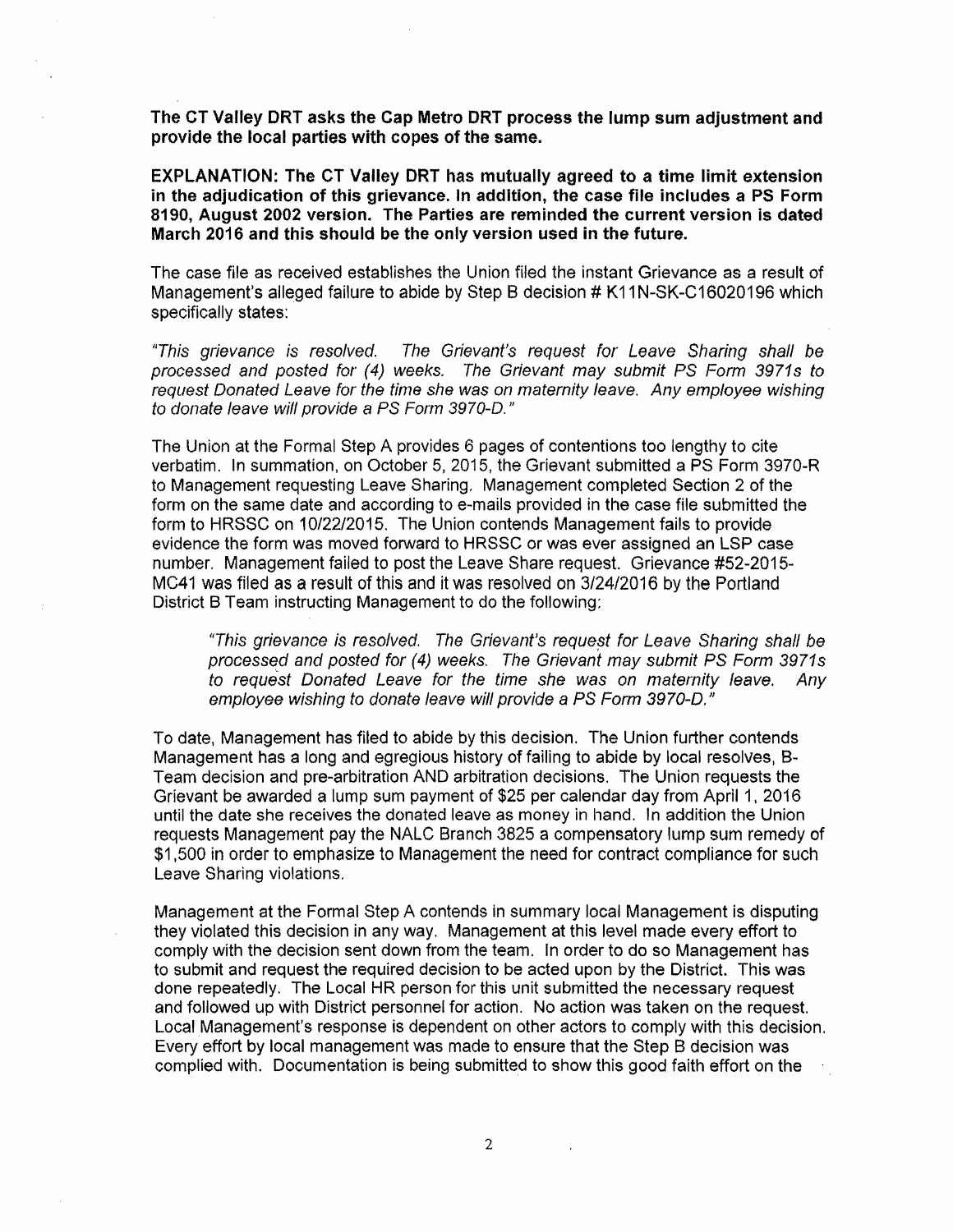**The CT Valley DRT asks the Cap Metro DRT process the lump sum adjustment and provide the local parties with copes of the same.**

**EXPLANATION: The CT Valley DRT has mutually agreed to a time limit extension in the adjudication of this grievance. In addition, the case file includes a PS Form 8190, August 2002 version. The Parties are reminded the current version is dated March 2016 and this should be the only version used in the future.**

The case file as received establishes the Union filed the instant Grievance as a result of Management's alleged failure to abide by Step B decision # K11N-SK-C16020196 which specifically states:

*"This grievance is resolved. The Grievant's request for Leave Sharing shall be processed and posted for (4) weeks. The Grievant may submit PS Form 3971s to request Donated Leave for the time she was on maternity leave. Any employee wishing to donate leave will provide a PS Form 3970-D."*

The Union at the Formal Step A provides 6 pages of contentions too lengthy to cite verbatim. In summation, on October 5, 2015, the Grievant submitted a PS Form 3970-R to Management requesting Leave Sharing. Management completed Section 2 of the form on the same date and according to e-mails provided in the case file submitted the form to HRSSC on 10/22/2015. The Union contends Management fails to provide evidence the form was moved forward to HRSSC or was ever assigned an LSP case number. Management failed to post the Leave Share request. Grievance #52-2015-MC41 was filed as a result of this and it was resolved on 3/24/2016 by the Portland District B Team instructing Management to do the following:

> *"This grievance is resolved. The Grievant's request for Leave Sharing shall be processed and posted for (4) weeks. The Grievant may submit PS Form 3971s to request Donated Leave for the time she was on maternity leave. Any employee wishing to donate leave will provide a PS Form 3970-D."*

To date, Management has filed to abide by this decision. The Union further contends Management has a long and egregious history of failing to abide by local resolves, B-Team decision and pre-arbitration AND arbitration decisions. The Union requests the Grievant be awarded a lump sum payment of $25 per calendar day from April 1, 2016 until the date she receives the donated leave as money in hand. In addition the Union requests Management pay the NALC Branch 3825 a compensatory lump sum remedy of $1,500 in order to emphasize to Management the need for contract compliance for such Leave Sharing violations.

Management at the Formal Step A contends in summary local Management is disputing they violated this decision in any way. Management at this level made every effort to comply with the decision sent down from the team. In order to do so Management has to submit and request the required decision to be acted upon by the District. This was done repeatedly. The Local HR person for this unit submitted the necessary request and followed up with District personnel for action. No action was taken on the request. Local Management's response is dependent on other actors to comply with this decision. Every effort by local management was made to ensure that the Step B decision was complied with. Documentation is being submitted to show this good faith effort on the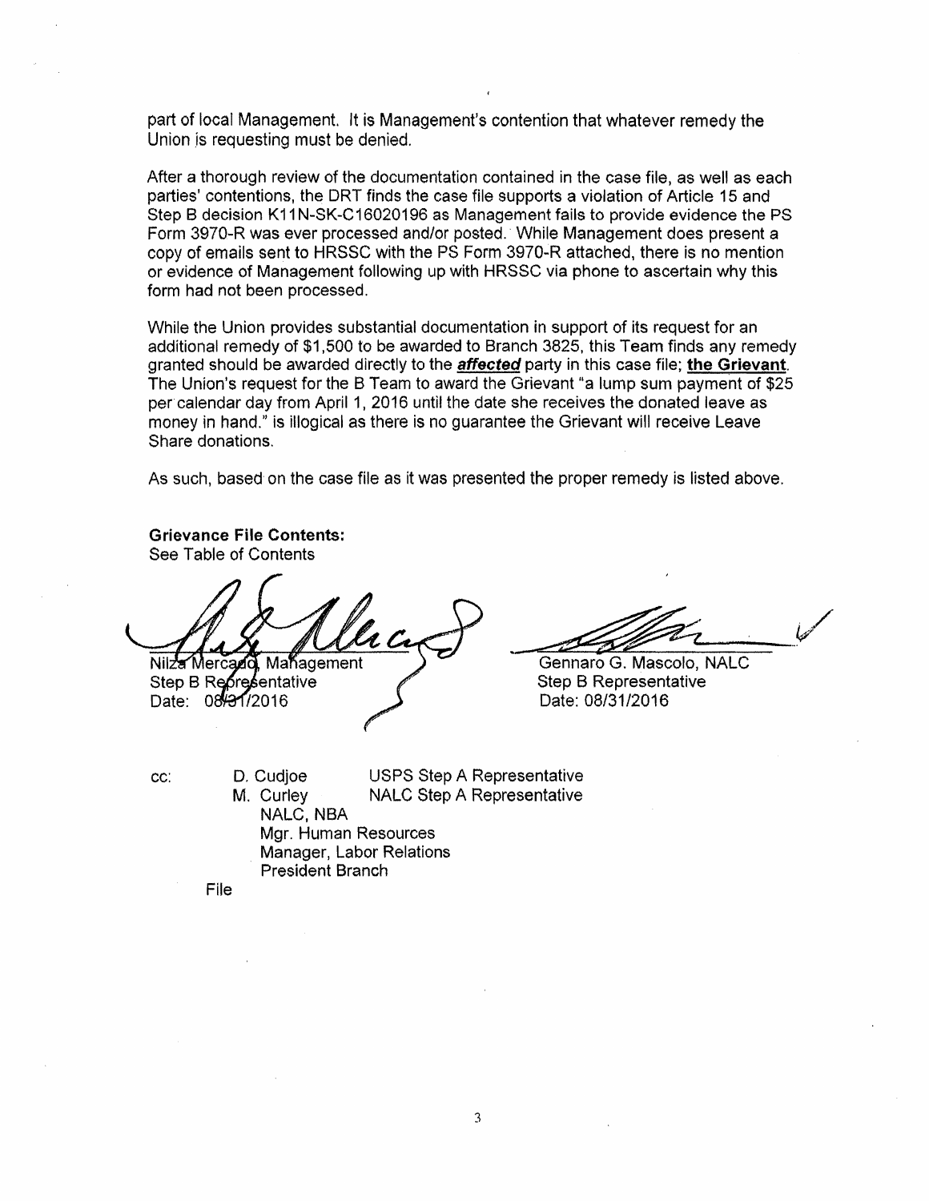part of local Management. It is Management's contention that whatever remedy the Union is requesting must be denied.

After a thorough review of the documentation contained in the case file, as well as each parties' contentions, the DRT finds the case file supports a violation of Article 15 and Step B decision K11N-SK-C16020196 as Management fails to provide evidence the PS Form 3970-R was ever processed and/or posted. While Management does present a copy of emails sent to HRSSC with the PS Form 3970-R attached, there is no mention or evidence of Management following up with HRSSC via phone to ascertain why this form had not been processed.

While the Union provides substantial documentation in support of its request for an additional remedy of $1,500 to be awarded to Branch 3825, this Team finds any remedy granted should be awarded directly to the ***affected*** party in this case file; **the Grievant**. The Union's request for the B Team to award the Grievant "a lump sum payment of $25 per calendar day from April 1, 2016 until the date she receives the donated leave as money in hand." is illogical as there is no guarantee the Grievant will receive Leave Share donations.

As such, based on the case file as it was presented the proper remedy is listed above.

**Grievance File Contents:**
See Table of Contents

Nilza Mercado, Management
Step B Representative
Date: 08/31/2016

Gennaro G. Mascolo, NALC
Step B Representative
Date: 08/31/2016

cc:
D. Cudjoe USPS Step A Representative
M. Curley NALC Step A Representative
NALC, NBA
Mgr. Human Resources
Manager, Labor Relations
President Branch
File